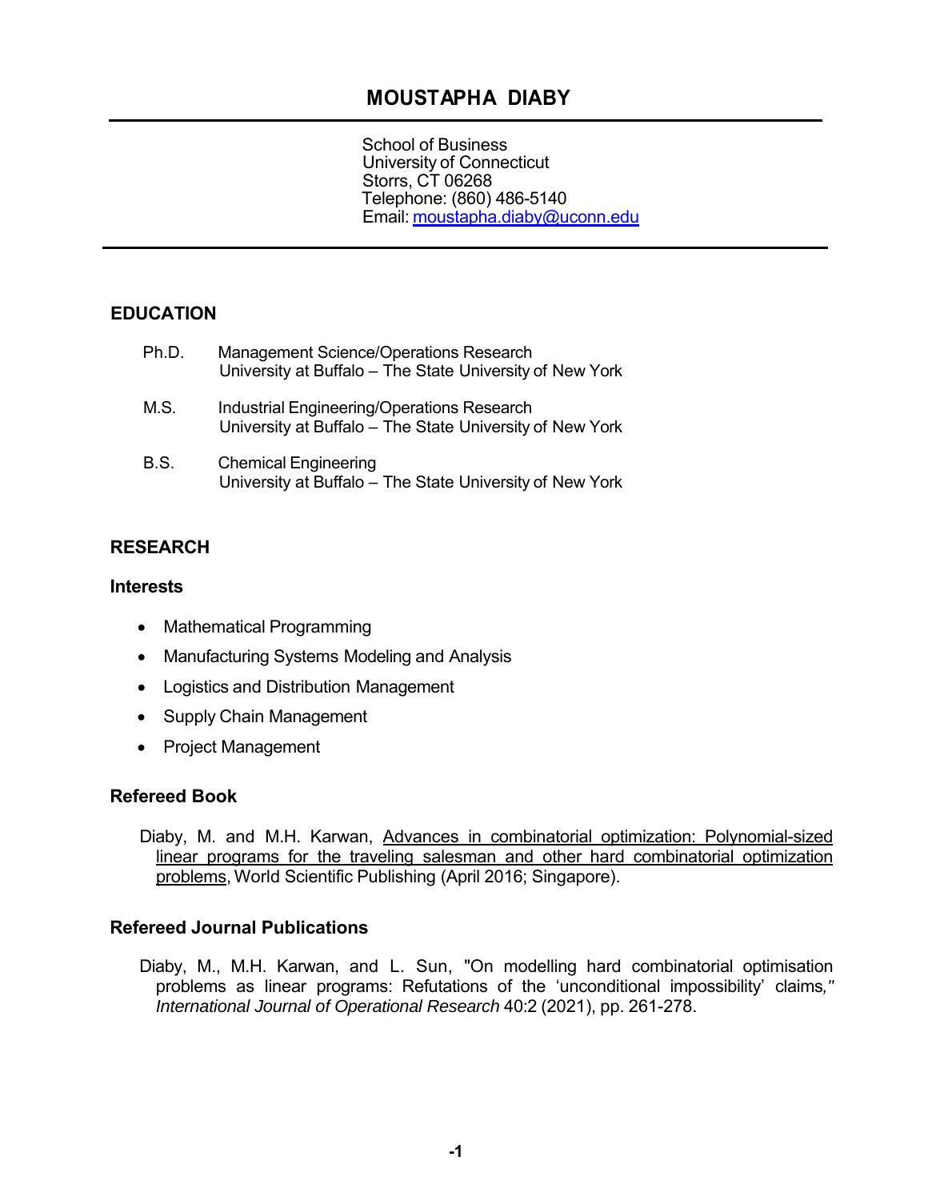# MOUSTAPHA DIABY

School of Business
University of Connecticut
Storrs, CT 06268
Telephone: (860) 486-5140
Email: moustapha.diaby@uconn.edu

## EDUCATION

Ph.D. Management Science/Operations Research
University at Buffalo – The State University of New York

M.S. Industrial Engineering/Operations Research
University at Buffalo – The State University of New York

B.S. Chemical Engineering
University at Buffalo – The State University of New York

## RESEARCH

### Interests

- Mathematical Programming
- Manufacturing Systems Modeling and Analysis
- Logistics and Distribution Management
- Supply Chain Management
- Project Management

### Refereed Book

Diaby, M. and M.H. Karwan, Advances in combinatorial optimization: Polynomial-sized linear programs for the traveling salesman and other hard combinatorial optimization problems, World Scientific Publishing (April 2016; Singapore).

### Refereed Journal Publications

Diaby, M., M.H. Karwan, and L. Sun, "On modelling hard combinatorial optimisation problems as linear programs: Refutations of the 'unconditional impossibility' claims," *International Journal of Operational Research* 40:2 (2021), pp. 261-278.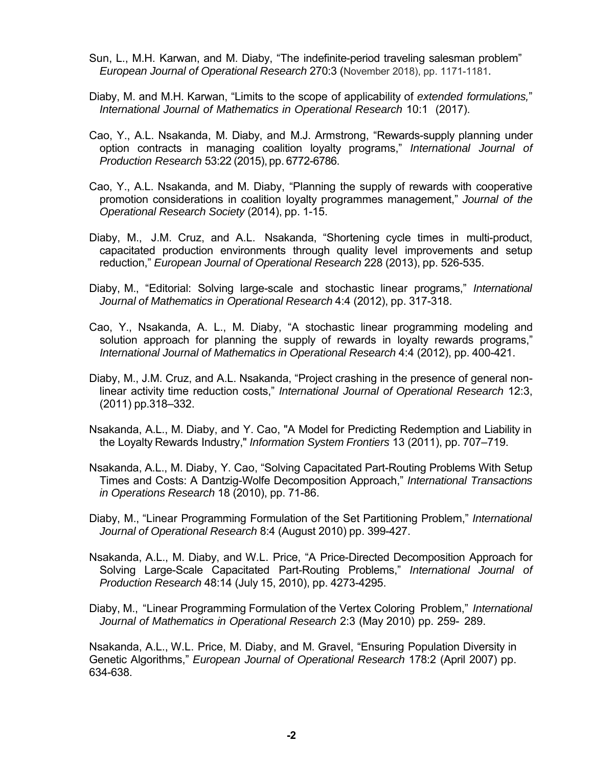Sun, L., M.H. Karwan, and M. Diaby, “The indefinite-period traveling salesman problem” *European Journal of Operational Research* 270:3 (November 2018), pp. 1171-1181.

Diaby, M. and M.H. Karwan, “Limits to the scope of applicability of *extended formulations,*” *International Journal of Mathematics in Operational Research* 10:1 (2017).

Cao, Y., A.L. Nsakanda, M. Diaby, and M.J. Armstrong, “Rewards-supply planning under option contracts in managing coalition loyalty programs,” *International Journal of Production Research* 53:22 (2015), pp. 6772-6786.

Cao, Y., A.L. Nsakanda, and M. Diaby, “Planning the supply of rewards with cooperative promotion considerations in coalition loyalty programmes management,” *Journal of the Operational Research Society* (2014), pp. 1-15.

Diaby, M., J.M. Cruz, and A.L. Nsakanda, “Shortening cycle times in multi-product, capacitated production environments through quality level improvements and setup reduction,” *European Journal of Operational Research* 228 (2013), pp. 526-535.

Diaby, M., “Editorial: Solving large-scale and stochastic linear programs,” *International Journal of Mathematics in Operational Research* 4:4 (2012), pp. 317-318.

Cao, Y., Nsakanda, A. L., M. Diaby, “A stochastic linear programming modeling and solution approach for planning the supply of rewards in loyalty rewards programs,” *International Journal of Mathematics in Operational Research* 4:4 (2012), pp. 400-421.

Diaby, M., J.M. Cruz, and A.L. Nsakanda, “Project crashing in the presence of general non-linear activity time reduction costs,” *International Journal of Operational Research* 12:3, (2011) pp.318–332.

Nsakanda, A.L., M. Diaby, and Y. Cao, "A Model for Predicting Redemption and Liability in the Loyalty Rewards Industry," *Information System Frontiers* 13 (2011), pp. 707–719.

Nsakanda, A.L., M. Diaby, Y. Cao, “Solving Capacitated Part-Routing Problems With Setup Times and Costs: A Dantzig-Wolfe Decomposition Approach,” *International Transactions in Operations Research* 18 (2010), pp. 71-86.

Diaby, M., “Linear Programming Formulation of the Set Partitioning Problem,” *International Journal of Operational Research* 8:4 (August 2010) pp. 399-427.

Nsakanda, A.L., M. Diaby, and W.L. Price, “A Price-Directed Decomposition Approach for Solving Large-Scale Capacitated Part-Routing Problems,” *International Journal of Production Research* 48:14 (July 15, 2010), pp. 4273-4295.

Diaby, M., “Linear Programming Formulation of the Vertex Coloring Problem,” *International Journal of Mathematics in Operational Research* 2:3 (May 2010) pp. 259- 289.

Nsakanda, A.L., W.L. Price, M. Diaby, and M. Gravel, “Ensuring Population Diversity in Genetic Algorithms,” *European Journal of Operational Research* 178:2 (April 2007) pp. 634-638.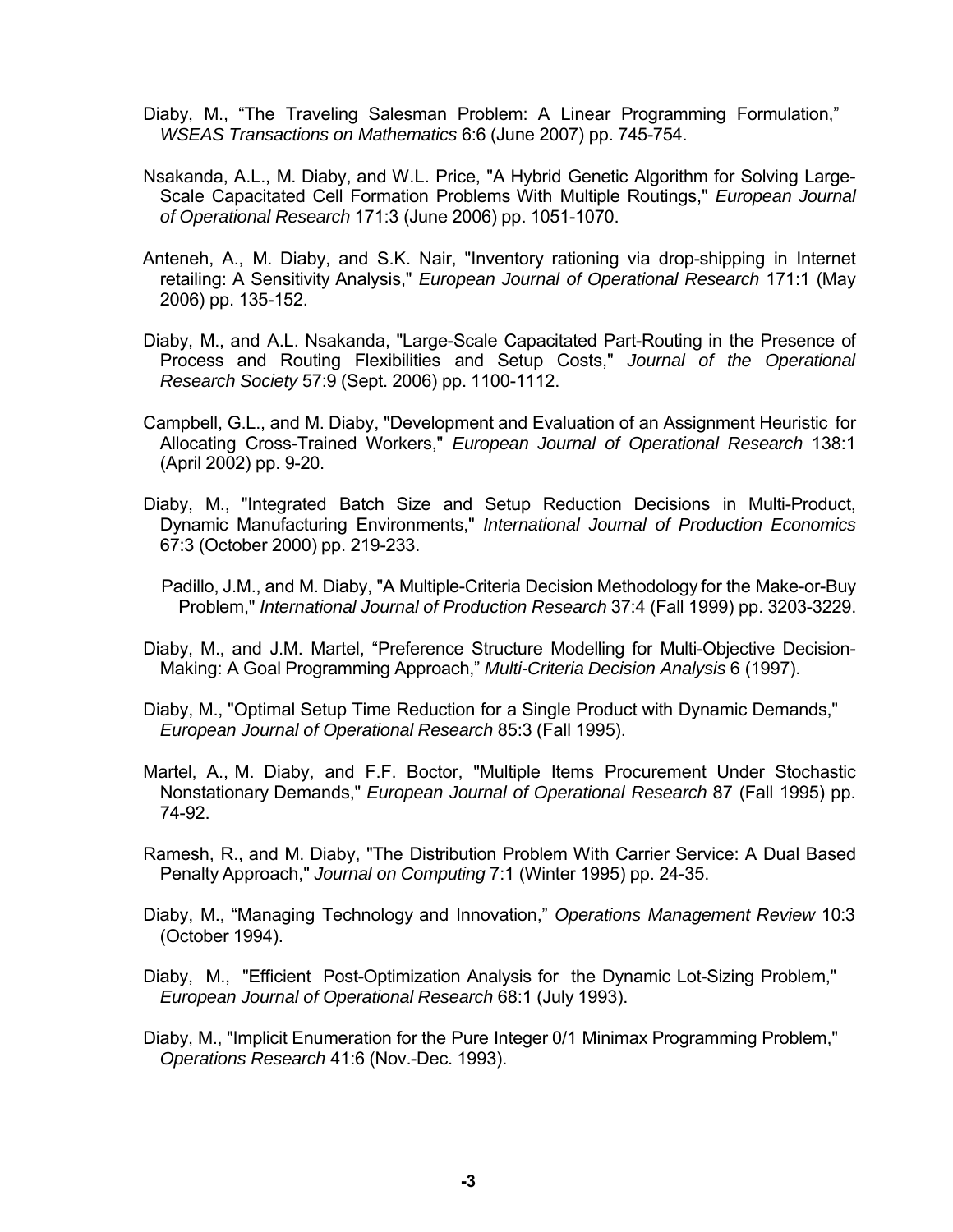Diaby, M., "The Traveling Salesman Problem: A Linear Programming Formulation," *WSEAS Transactions on Mathematics* 6:6 (June 2007) pp. 745-754.

Nsakanda, A.L., M. Diaby, and W.L. Price, "A Hybrid Genetic Algorithm for Solving Large-Scale Capacitated Cell Formation Problems With Multiple Routings," *European Journal of Operational Research* 171:3 (June 2006) pp. 1051-1070.

Anteneh, A., M. Diaby, and S.K. Nair, "Inventory rationing via drop-shipping in Internet retailing: A Sensitivity Analysis," *European Journal of Operational Research* 171:1 (May 2006) pp. 135-152.

Diaby, M., and A.L. Nsakanda, "Large-Scale Capacitated Part-Routing in the Presence of Process and Routing Flexibilities and Setup Costs," *Journal of the Operational Research Society* 57:9 (Sept. 2006) pp. 1100-1112.

Campbell, G.L., and M. Diaby, "Development and Evaluation of an Assignment Heuristic for Allocating Cross-Trained Workers," *European Journal of Operational Research* 138:1 (April 2002) pp. 9-20.

Diaby, M., "Integrated Batch Size and Setup Reduction Decisions in Multi-Product, Dynamic Manufacturing Environments," *International Journal of Production Economics* 67:3 (October 2000) pp. 219-233.

Padillo, J.M., and M. Diaby, "A Multiple-Criteria Decision Methodology for the Make-or-Buy Problem," *International Journal of Production Research* 37:4 (Fall 1999) pp. 3203-3229.

Diaby, M., and J.M. Martel, "Preference Structure Modelling for Multi-Objective Decision-Making: A Goal Programming Approach," *Multi-Criteria Decision Analysis* 6 (1997).

Diaby, M., "Optimal Setup Time Reduction for a Single Product with Dynamic Demands," *European Journal of Operational Research* 85:3 (Fall 1995).

Martel, A., M. Diaby, and F.F. Boctor, "Multiple Items Procurement Under Stochastic Nonstationary Demands," *European Journal of Operational Research* 87 (Fall 1995) pp. 74-92.

Ramesh, R., and M. Diaby, "The Distribution Problem With Carrier Service: A Dual Based Penalty Approach," *Journal on Computing* 7:1 (Winter 1995) pp. 24-35.

Diaby, M., "Managing Technology and Innovation," *Operations Management Review* 10:3 (October 1994).

Diaby, M., "Efficient Post-Optimization Analysis for the Dynamic Lot-Sizing Problem," *European Journal of Operational Research* 68:1 (July 1993).

Diaby, M., "Implicit Enumeration for the Pure Integer 0/1 Minimax Programming Problem," *Operations Research* 41:6 (Nov.-Dec. 1993).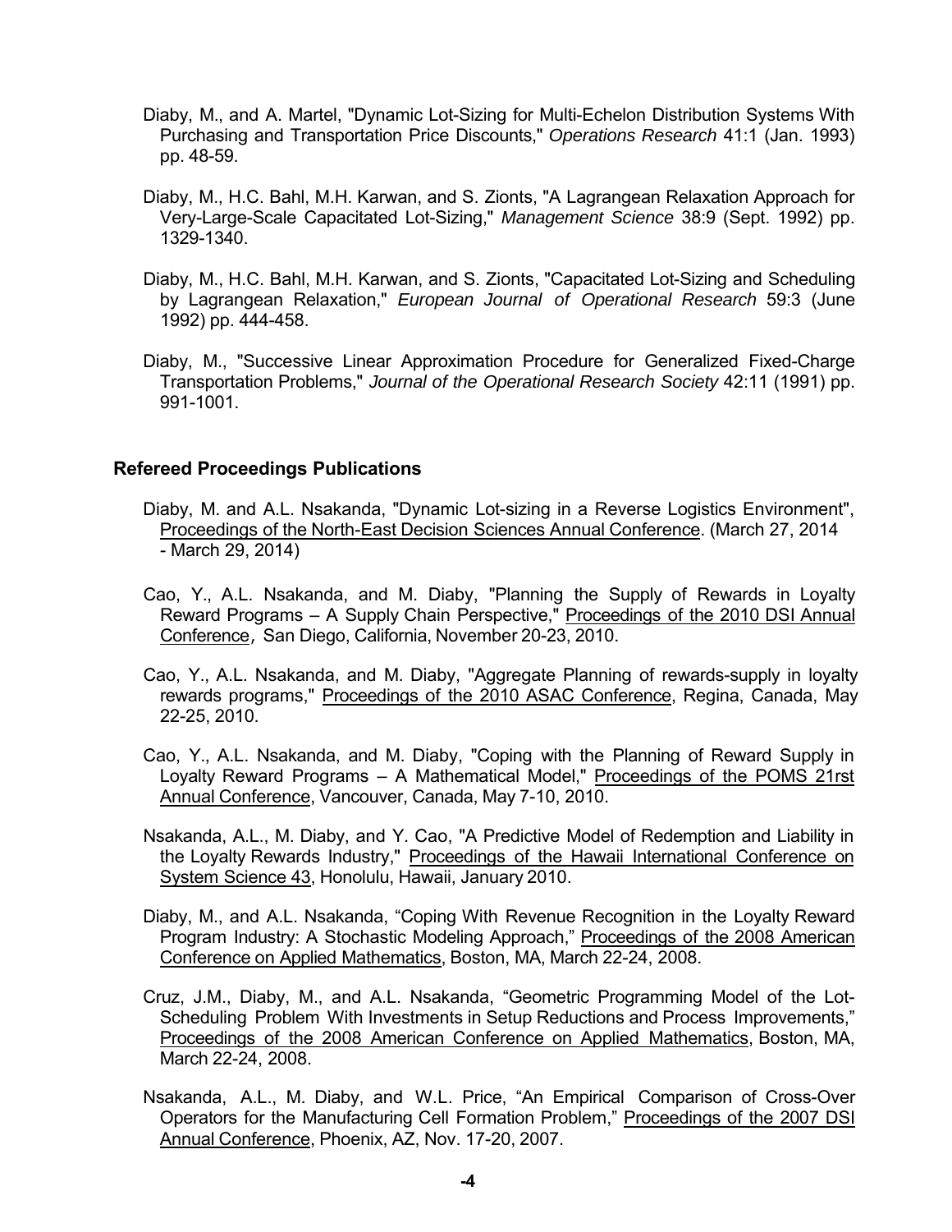Diaby, M., and A. Martel, "Dynamic Lot-Sizing for Multi-Echelon Distribution Systems With Purchasing and Transportation Price Discounts," *Operations Research* 41:1 (Jan. 1993) pp. 48-59.

Diaby, M., H.C. Bahl, M.H. Karwan, and S. Zionts, "A Lagrangean Relaxation Approach for Very-Large-Scale Capacitated Lot-Sizing," *Management Science* 38:9 (Sept. 1992) pp. 1329-1340.

Diaby, M., H.C. Bahl, M.H. Karwan, and S. Zionts, "Capacitated Lot-Sizing and Scheduling by Lagrangean Relaxation," *European Journal of Operational Research* 59:3 (June 1992) pp. 444-458.

Diaby, M., "Successive Linear Approximation Procedure for Generalized Fixed-Charge Transportation Problems," *Journal of the Operational Research Society* 42:11 (1991) pp. 991-1001.

### Refereed Proceedings Publications

Diaby, M. and A.L. Nsakanda, "Dynamic Lot-sizing in a Reverse Logistics Environment", Proceedings of the North-East Decision Sciences Annual Conference. (March 27, 2014 - March 29, 2014)

Cao, Y., A.L. Nsakanda, and M. Diaby, "Planning the Supply of Rewards in Loyalty Reward Programs – A Supply Chain Perspective," Proceedings of the 2010 DSI Annual Conference, San Diego, California, November 20-23, 2010.

Cao, Y., A.L. Nsakanda, and M. Diaby, "Aggregate Planning of rewards-supply in loyalty rewards programs," Proceedings of the 2010 ASAC Conference, Regina, Canada, May 22-25, 2010.

Cao, Y., A.L. Nsakanda, and M. Diaby, "Coping with the Planning of Reward Supply in Loyalty Reward Programs – A Mathematical Model," Proceedings of the POMS 21rst Annual Conference, Vancouver, Canada, May 7-10, 2010.

Nsakanda, A.L., M. Diaby, and Y. Cao, "A Predictive Model of Redemption and Liability in the Loyalty Rewards Industry," Proceedings of the Hawaii International Conference on System Science 43, Honolulu, Hawaii, January 2010.

Diaby, M., and A.L. Nsakanda, "Coping With Revenue Recognition in the Loyalty Reward Program Industry: A Stochastic Modeling Approach," Proceedings of the 2008 American Conference on Applied Mathematics, Boston, MA, March 22-24, 2008.

Cruz, J.M., Diaby, M., and A.L. Nsakanda, "Geometric Programming Model of the Lot-Scheduling Problem With Investments in Setup Reductions and Process Improvements," Proceedings of the 2008 American Conference on Applied Mathematics, Boston, MA, March 22-24, 2008.

Nsakanda, A.L., M. Diaby, and W.L. Price, "An Empirical Comparison of Cross-Over Operators for the Manufacturing Cell Formation Problem," Proceedings of the 2007 DSI Annual Conference, Phoenix, AZ, Nov. 17-20, 2007.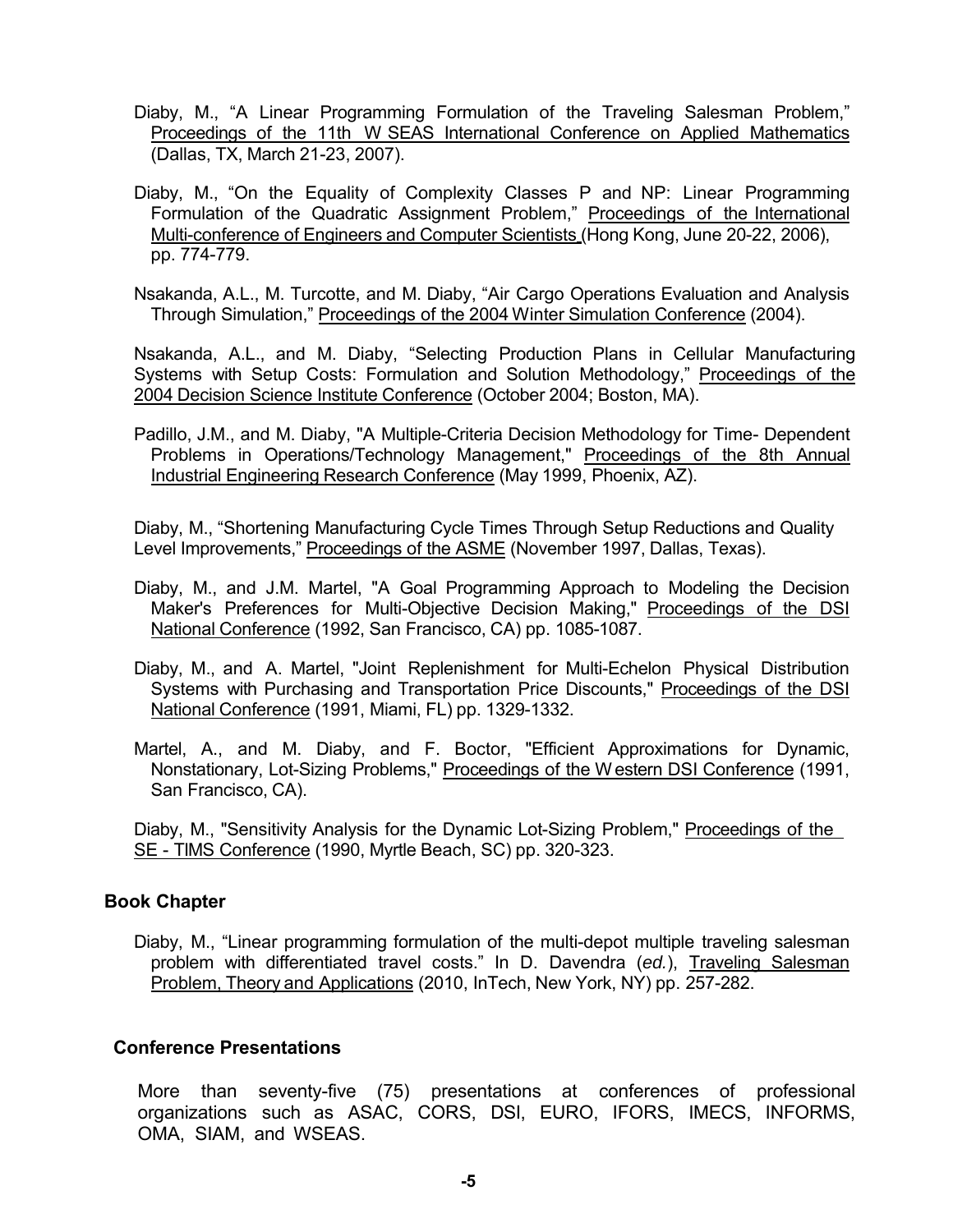Diaby, M., "A Linear Programming Formulation of the Traveling Salesman Problem," Proceedings of the 11th W SEAS International Conference on Applied Mathematics (Dallas, TX, March 21-23, 2007).

Diaby, M., "On the Equality of Complexity Classes P and NP: Linear Programming Formulation of the Quadratic Assignment Problem," Proceedings of the International Multi-conference of Engineers and Computer Scientists (Hong Kong, June 20-22, 2006), pp. 774-779.

Nsakanda, A.L., M. Turcotte, and M. Diaby, "Air Cargo Operations Evaluation and Analysis Through Simulation," Proceedings of the 2004 Winter Simulation Conference (2004).

Nsakanda, A.L., and M. Diaby, "Selecting Production Plans in Cellular Manufacturing Systems with Setup Costs: Formulation and Solution Methodology," Proceedings of the 2004 Decision Science Institute Conference (October 2004; Boston, MA).

Padillo, J.M., and M. Diaby, "A Multiple-Criteria Decision Methodology for Time- Dependent Problems in Operations/Technology Management," Proceedings of the 8th Annual Industrial Engineering Research Conference (May 1999, Phoenix, AZ).

Diaby, M., "Shortening Manufacturing Cycle Times Through Setup Reductions and Quality Level Improvements," Proceedings of the ASME (November 1997, Dallas, Texas).

Diaby, M., and J.M. Martel, "A Goal Programming Approach to Modeling the Decision Maker's Preferences for Multi-Objective Decision Making," Proceedings of the DSI National Conference (1992, San Francisco, CA) pp. 1085-1087.

Diaby, M., and A. Martel, "Joint Replenishment for Multi-Echelon Physical Distribution Systems with Purchasing and Transportation Price Discounts," Proceedings of the DSI National Conference (1991, Miami, FL) pp. 1329-1332.

Martel, A., and M. Diaby, and F. Boctor, "Efficient Approximations for Dynamic, Nonstationary, Lot-Sizing Problems," Proceedings of the W estern DSI Conference (1991, San Francisco, CA).

Diaby, M., "Sensitivity Analysis for the Dynamic Lot-Sizing Problem," Proceedings of the SE - TIMS Conference (1990, Myrtle Beach, SC) pp. 320-323.

### Book Chapter

Diaby, M., "Linear programming formulation of the multi-depot multiple traveling salesman problem with differentiated travel costs." In D. Davendra (*ed.*), Traveling Salesman Problem, Theory and Applications (2010, InTech, New York, NY) pp. 257-282.

### Conference Presentations

More than seventy-five (75) presentations at conferences of professional organizations such as ASAC, CORS, DSI, EURO, IFORS, IMECS, INFORMS, OMA, SIAM, and WSEAS.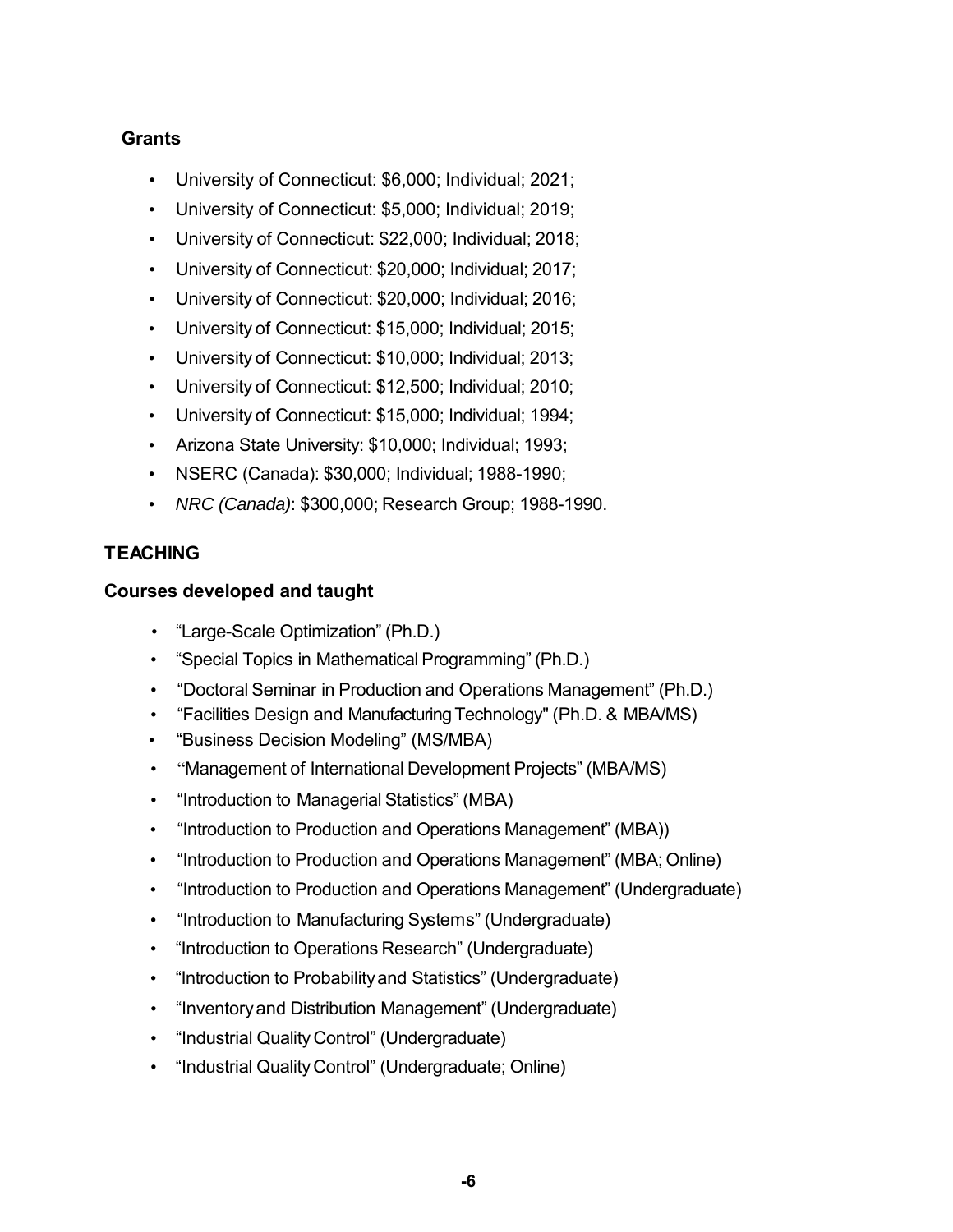### Grants

- University of Connecticut: $6,000; Individual; 2021;
- University of Connecticut: $5,000; Individual; 2019;
- University of Connecticut: $22,000; Individual; 2018;
- University of Connecticut: $20,000; Individual; 2017;
- University of Connecticut: $20,000; Individual; 2016;
- University of Connecticut: $15,000; Individual; 2015;
- University of Connecticut: $10,000; Individual; 2013;
- University of Connecticut: $12,500; Individual; 2010;
- University of Connecticut: $15,000; Individual; 1994;
- Arizona State University: $10,000; Individual; 1993;
- NSERC (Canada): $30,000; Individual; 1988-1990;
- *NRC (Canada)*: $300,000; Research Group; 1988-1990.

## TEACHING

### Courses developed and taught

- "Large-Scale Optimization" (Ph.D.)
- "Special Topics in Mathematical Programming" (Ph.D.)
- "Doctoral Seminar in Production and Operations Management" (Ph.D.)
- "Facilities Design and Manufacturing Technology" (Ph.D. & MBA/MS)
- "Business Decision Modeling" (MS/MBA)
- "Management of International Development Projects" (MBA/MS)
- "Introduction to Managerial Statistics" (MBA)
- "Introduction to Production and Operations Management" (MBA))
- "Introduction to Production and Operations Management" (MBA; Online)
- "Introduction to Production and Operations Management" (Undergraduate)
- "Introduction to Manufacturing Systems" (Undergraduate)
- "Introduction to Operations Research" (Undergraduate)
- "Introduction to Probability and Statistics" (Undergraduate)
- "Inventory and Distribution Management" (Undergraduate)
- "Industrial Quality Control" (Undergraduate)
- "Industrial Quality Control" (Undergraduate; Online)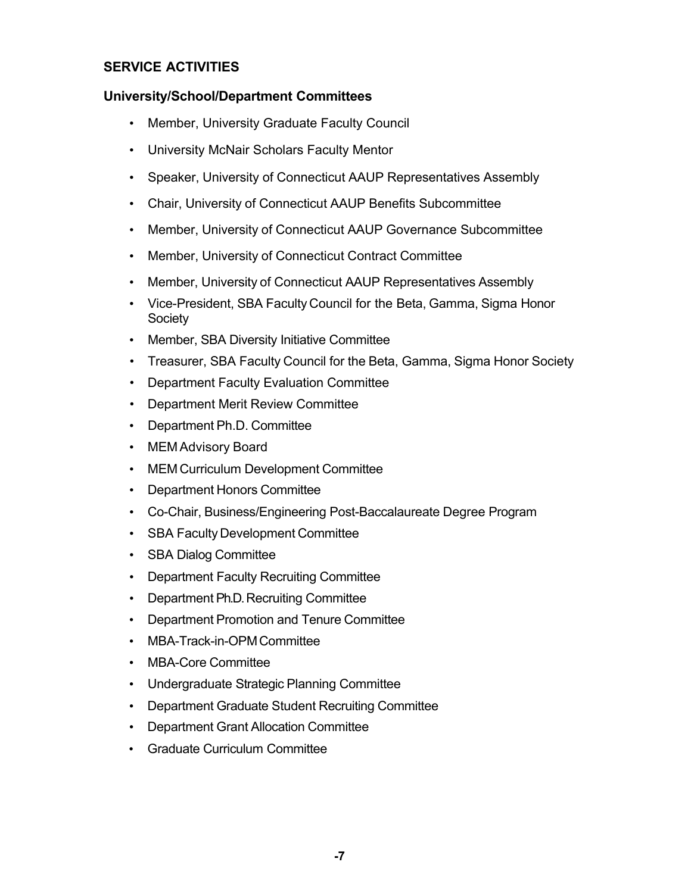## SERVICE ACTIVITIES

### University/School/Department Committees

- Member, University Graduate Faculty Council
- University McNair Scholars Faculty Mentor
- Speaker, University of Connecticut AAUP Representatives Assembly
- Chair, University of Connecticut AAUP Benefits Subcommittee
- Member, University of Connecticut AAUP Governance Subcommittee
- Member, University of Connecticut Contract Committee
- Member, University of Connecticut AAUP Representatives Assembly
- Vice-President, SBA Faculty Council for the Beta, Gamma, Sigma Honor Society
- Member, SBA Diversity Initiative Committee
- Treasurer, SBA Faculty Council for the Beta, Gamma, Sigma Honor Society
- Department Faculty Evaluation Committee
- Department Merit Review Committee
- Department Ph.D. Committee
- MEM Advisory Board
- MEM Curriculum Development Committee
- Department Honors Committee
- Co-Chair, Business/Engineering Post-Baccalaureate Degree Program
- SBA Faculty Development Committee
- SBA Dialog Committee
- Department Faculty Recruiting Committee
- Department Ph.D. Recruiting Committee
- Department Promotion and Tenure Committee
- MBA-Track-in-OPM Committee
- MBA-Core Committee
- Undergraduate Strategic Planning Committee
- Department Graduate Student Recruiting Committee
- Department Grant Allocation Committee
- Graduate Curriculum Committee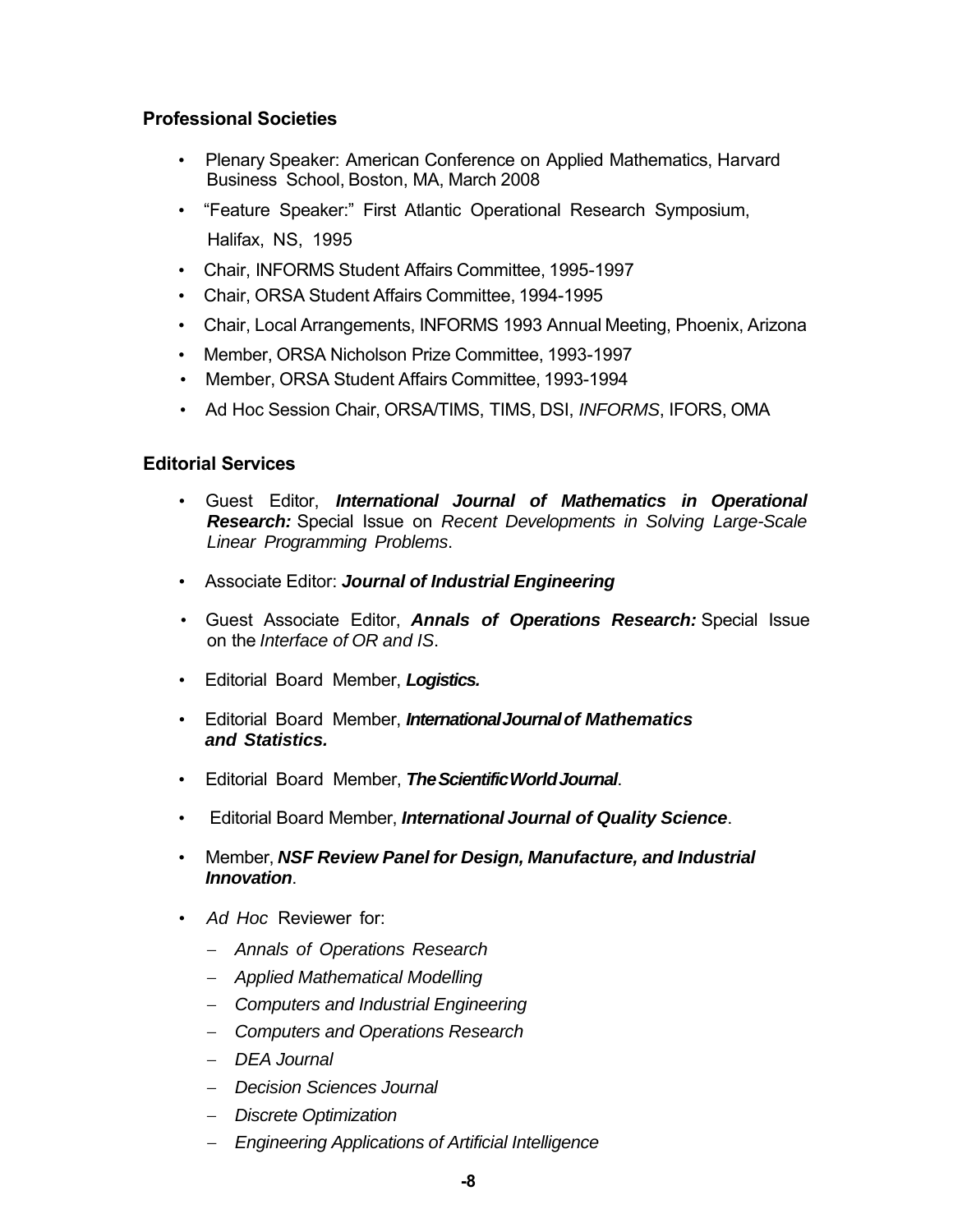### Professional Societies

- Plenary Speaker: American Conference on Applied Mathematics, Harvard Business School, Boston, MA, March 2008
- "Feature Speaker:" First Atlantic Operational Research Symposium, Halifax, NS, 1995
- Chair, INFORMS Student Affairs Committee, 1995-1997
- Chair, ORSA Student Affairs Committee, 1994-1995
- Chair, Local Arrangements, INFORMS 1993 Annual Meeting, Phoenix, Arizona
- Member, ORSA Nicholson Prize Committee, 1993-1997
- Member, ORSA Student Affairs Committee, 1993-1994
- Ad Hoc Session Chair, ORSA/TIMS, TIMS, DSI, *INFORMS*, IFORS, OMA

### Editorial Services

- Guest Editor, ***International Journal of Mathematics in Operational Research:*** Special Issue on *Recent Developments in Solving Large-Scale Linear Programming Problems*.
- Associate Editor: ***Journal of Industrial Engineering***
- Guest Associate Editor, ***Annals of Operations Research:*** Special Issue on the *Interface of OR and IS*.
- Editorial Board Member, ***Logistics.***
- Editorial Board Member, ***International Journal of Mathematics and Statistics.***
- Editorial Board Member, ***The Scientific World Journal***.
- Editorial Board Member, ***International Journal of Quality Science***.
- Member, ***NSF Review Panel for Design, Manufacture, and Industrial Innovation***.
- *Ad Hoc* Reviewer for:
  - *Annals of Operations Research*
  - *Applied Mathematical Modelling*
  - *Computers and Industrial Engineering*
  - *Computers and Operations Research*
  - *DEA Journal*
  - *Decision Sciences Journal*
  - *Discrete Optimization*
  - *Engineering Applications of Artificial Intelligence*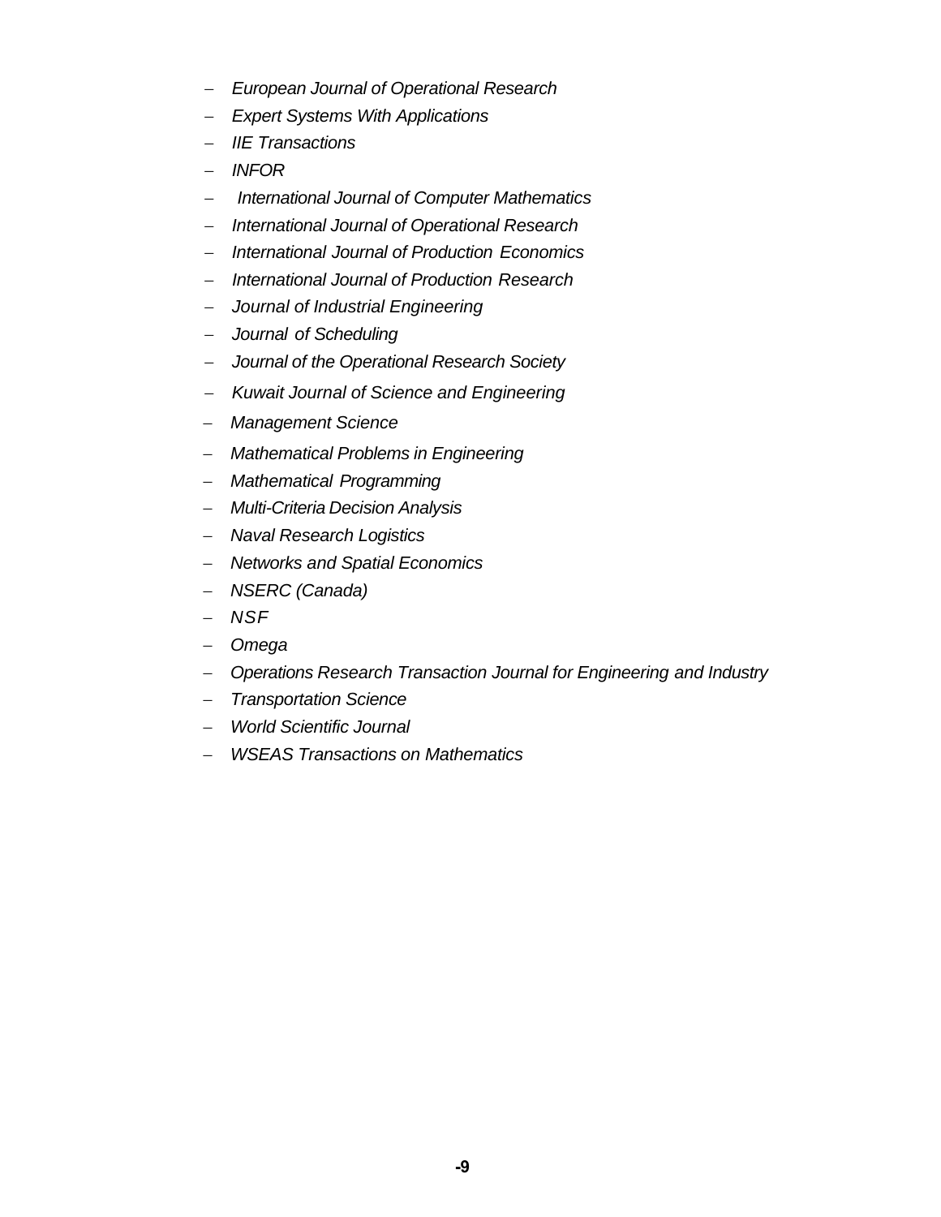- *European Journal of Operational Research*
- *Expert Systems With Applications*
- *IIE Transactions*
- *INFOR*
- *International Journal of Computer Mathematics*
- *International Journal of Operational Research*
- *International Journal of Production Economics*
- *International Journal of Production Research*
- *Journal of Industrial Engineering*
- *Journal of Scheduling*
- *Journal of the Operational Research Society*
- *Kuwait Journal of Science and Engineering*
- *Management Science*
- *Mathematical Problems in Engineering*
- *Mathematical Programming*
- *Multi-Criteria Decision Analysis*
- *Naval Research Logistics*
- *Networks and Spatial Economics*
- *NSERC (Canada)*
- *NSF*
- *Omega*
- *Operations Research Transaction Journal for Engineering and Industry*
- *Transportation Science*
- *World Scientific Journal*
- *WSEAS Transactions on Mathematics*